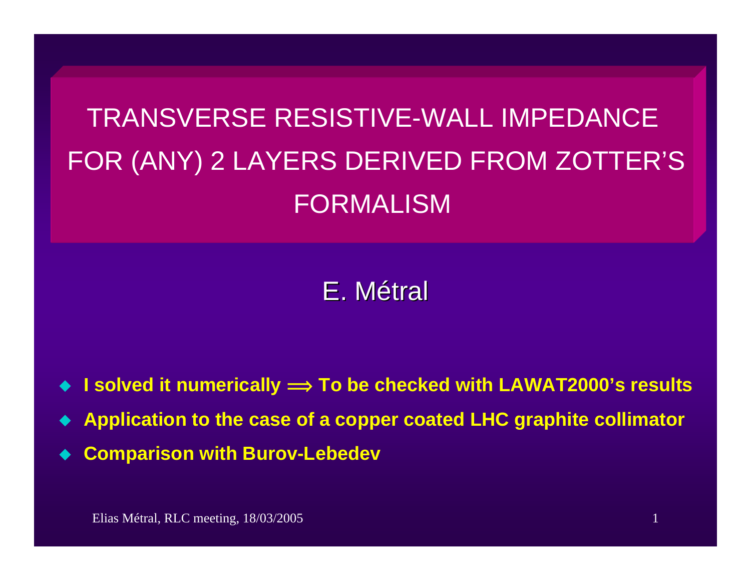# TRANSVERSE RESISTIVE-WALL IMPEDANCE FOR (ANY) 2 LAYERS DERIVED FROM ZOTTER'S FORMALISM

E. Métral

- **I solved it numerically $\Longrightarrow$ To be checked with LAWAT2000's results**
- **Application to the case of a copper coated LHC graphite collimator**
- **Comparison with Burov-Lebedev**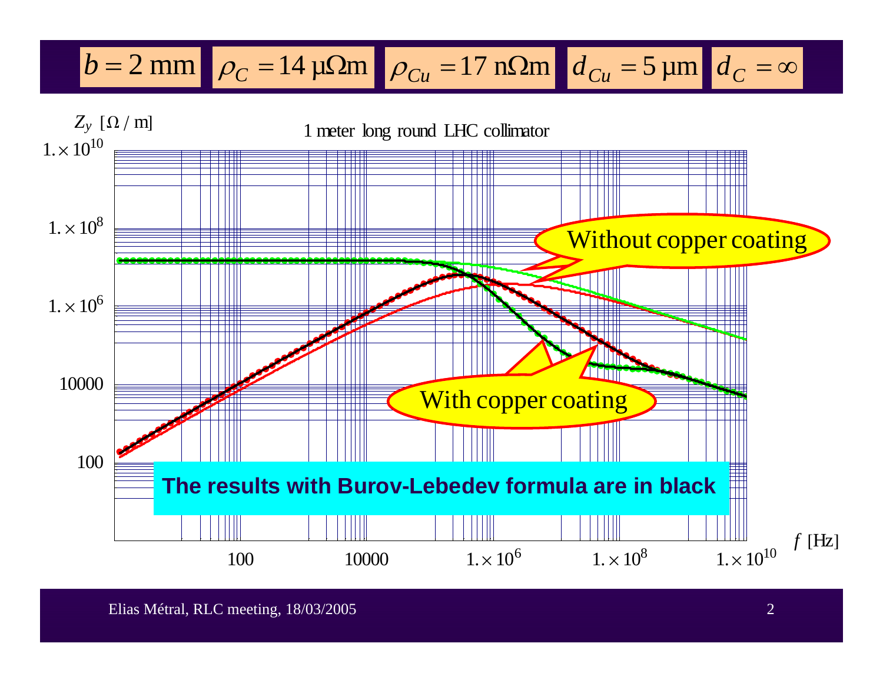$b = 2$ mm | $\rho_C = 14$ μΩm | $\rho_{Cu} = 17$ nΩm | $d_{Cu} = 5$ μm | $d_C = \infty$

1 meter long round LHC collimator

$Z_y$ [Ω / m]

$f$ [Hz]

Without copper coating

With copper coating

**The results with Burov-Lebedev formula are in black**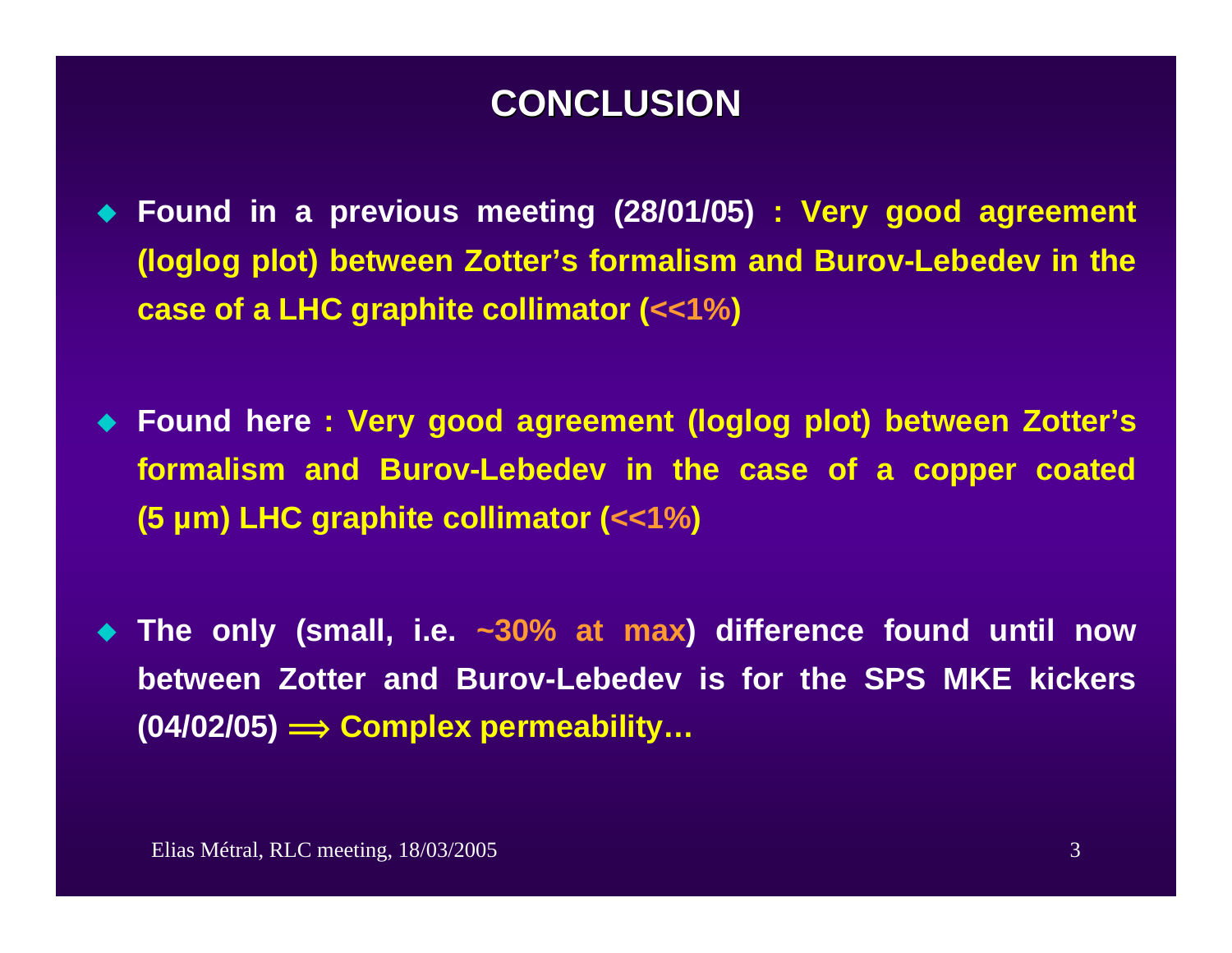# CONCLUSION

- Found in a previous meeting (28/01/05) : Very good agreement (loglog plot) between Zotter's formalism and Burov-Lebedev in the case of a LHC graphite collimator (<<1%)

- Found here : Very good agreement (loglog plot) between Zotter's formalism and Burov-Lebedev in the case of a copper coated (5 µm) LHC graphite collimator (<<1%)

- The only (small, i.e. ~30% at max) difference found until now between Zotter and Burov-Lebedev is for the SPS MKE kickers (04/02/05) $\Longrightarrow$ Complex permeability…

Elias Métral, RLC meeting, 18/03/2005